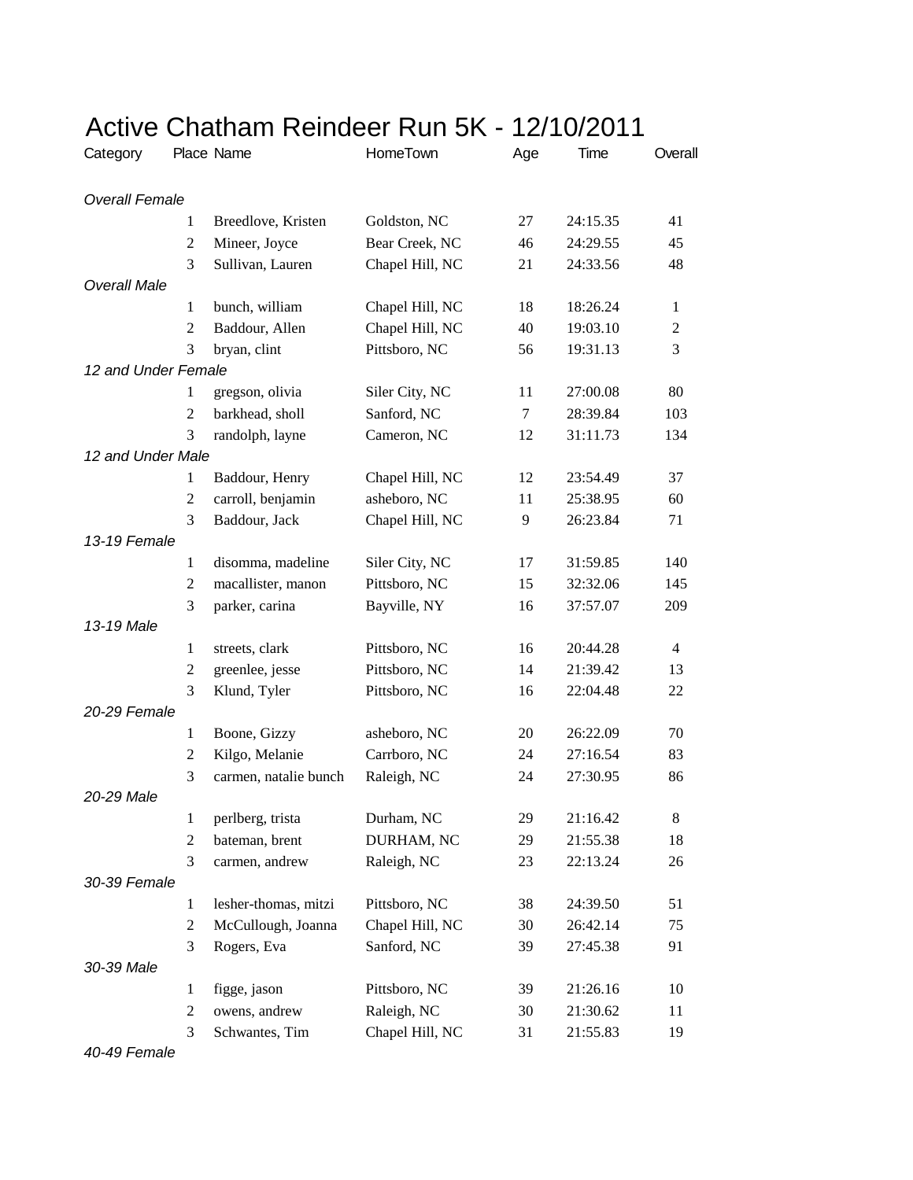# Active Chatham Reindeer Run 5K - 12/10/2011

| Category | Place | Name | HomeTown | Age | Time | Overall |
|---|---|---|---|---|---|---|
| *Overall Female* | | | | | | |
| | 1 | Breedlove, Kristen | Goldston, NC | 27 | 24:15.35 | 41 |
| | 2 | Mineer, Joyce | Bear Creek, NC | 46 | 24:29.55 | 45 |
| | 3 | Sullivan, Lauren | Chapel Hill, NC | 21 | 24:33.56 | 48 |
| *Overall Male* | | | | | | |
| | 1 | bunch, william | Chapel Hill, NC | 18 | 18:26.24 | 1 |
| | 2 | Baddour, Allen | Chapel Hill, NC | 40 | 19:03.10 | 2 |
| | 3 | bryan, clint | Pittsboro, NC | 56 | 19:31.13 | 3 |
| *12 and Under Female* | | | | | | |
| | 1 | gregson, olivia | Siler City, NC | 11 | 27:00.08 | 80 |
| | 2 | barkhead, sholl | Sanford, NC | 7 | 28:39.84 | 103 |
| | 3 | randolph, layne | Cameron, NC | 12 | 31:11.73 | 134 |
| *12 and Under Male* | | | | | | |
| | 1 | Baddour, Henry | Chapel Hill, NC | 12 | 23:54.49 | 37 |
| | 2 | carroll, benjamin | asheboro, NC | 11 | 25:38.95 | 60 |
| | 3 | Baddour, Jack | Chapel Hill, NC | 9 | 26:23.84 | 71 |
| *13-19 Female* | | | | | | |
| | 1 | disomma, madeline | Siler City, NC | 17 | 31:59.85 | 140 |
| | 2 | macallister, manon | Pittsboro, NC | 15 | 32:32.06 | 145 |
| | 3 | parker, carina | Bayville, NY | 16 | 37:57.07 | 209 |
| *13-19 Male* | | | | | | |
| | 1 | streets, clark | Pittsboro, NC | 16 | 20:44.28 | 4 |
| | 2 | greenlee, jesse | Pittsboro, NC | 14 | 21:39.42 | 13 |
| | 3 | Klund, Tyler | Pittsboro, NC | 16 | 22:04.48 | 22 |
| *20-29 Female* | | | | | | |
| | 1 | Boone, Gizzy | asheboro, NC | 20 | 26:22.09 | 70 |
| | 2 | Kilgo, Melanie | Carrboro, NC | 24 | 27:16.54 | 83 |
| | 3 | carmen, natalie bunch | Raleigh, NC | 24 | 27:30.95 | 86 |
| *20-29 Male* | | | | | | |
| | 1 | perlberg, trista | Durham, NC | 29 | 21:16.42 | 8 |
| | 2 | bateman, brent | DURHAM, NC | 29 | 21:55.38 | 18 |
| | 3 | carmen, andrew | Raleigh, NC | 23 | 22:13.24 | 26 |
| *30-39 Female* | | | | | | |
| | 1 | lesher-thomas, mitzi | Pittsboro, NC | 38 | 24:39.50 | 51 |
| | 2 | McCullough, Joanna | Chapel Hill, NC | 30 | 26:42.14 | 75 |
| | 3 | Rogers, Eva | Sanford, NC | 39 | 27:45.38 | 91 |
| *30-39 Male* | | | | | | |
| | 1 | figge, jason | Pittsboro, NC | 39 | 21:26.16 | 10 |
| | 2 | owens, andrew | Raleigh, NC | 30 | 21:30.62 | 11 |
| | 3 | Schwantes, Tim | Chapel Hill, NC | 31 | 21:55.83 | 19 |
| *40-49 Female* | | | | | | |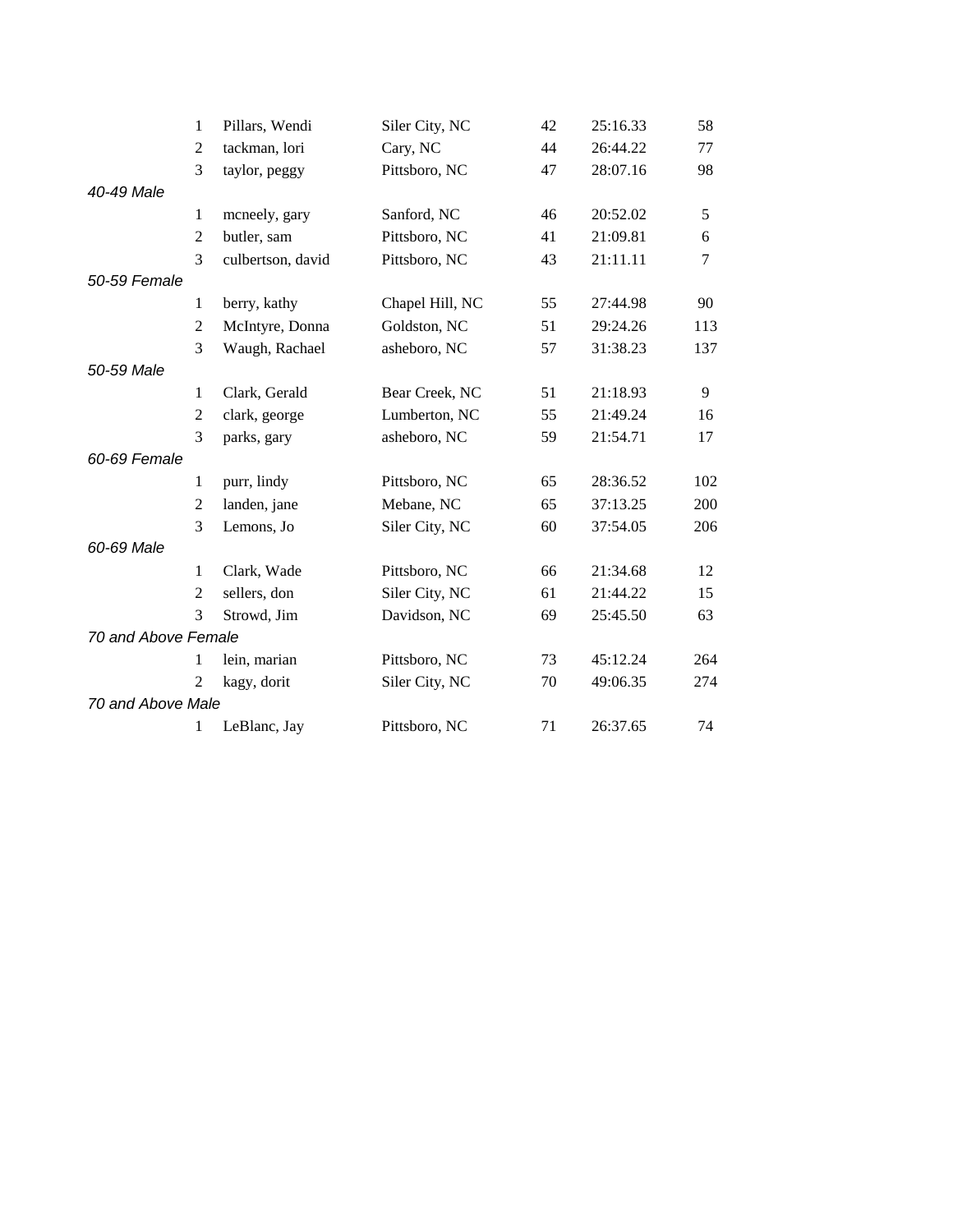| | | | | | | |
|---|---|---|---|---|---|---|
| | 1 | Pillars, Wendi | Siler City, NC | 42 | 25:16.33 | 58 |
| | 2 | tackman, lori | Cary, NC | 44 | 26:44.22 | 77 |
| | 3 | taylor, peggy | Pittsboro, NC | 47 | 28:07.16 | 98 |
| *40-49 Male* | | | | | | |
| | 1 | mcneely, gary | Sanford, NC | 46 | 20:52.02 | 5 |
| | 2 | butler, sam | Pittsboro, NC | 41 | 21:09.81 | 6 |
| | 3 | culbertson, david | Pittsboro, NC | 43 | 21:11.11 | 7 |
| *50-59 Female* | | | | | | |
| | 1 | berry, kathy | Chapel Hill, NC | 55 | 27:44.98 | 90 |
| | 2 | McIntyre, Donna | Goldston, NC | 51 | 29:24.26 | 113 |
| | 3 | Waugh, Rachael | asheboro, NC | 57 | 31:38.23 | 137 |
| *50-59 Male* | | | | | | |
| | 1 | Clark, Gerald | Bear Creek, NC | 51 | 21:18.93 | 9 |
| | 2 | clark, george | Lumberton, NC | 55 | 21:49.24 | 16 |
| | 3 | parks, gary | asheboro, NC | 59 | 21:54.71 | 17 |
| *60-69 Female* | | | | | | |
| | 1 | purr, lindy | Pittsboro, NC | 65 | 28:36.52 | 102 |
| | 2 | landen, jane | Mebane, NC | 65 | 37:13.25 | 200 |
| | 3 | Lemons, Jo | Siler City, NC | 60 | 37:54.05 | 206 |
| *60-69 Male* | | | | | | |
| | 1 | Clark, Wade | Pittsboro, NC | 66 | 21:34.68 | 12 |
| | 2 | sellers, don | Siler City, NC | 61 | 21:44.22 | 15 |
| | 3 | Strowd, Jim | Davidson, NC | 69 | 25:45.50 | 63 |
| *70 and Above Female* | | | | | | |
| | 1 | lein, marian | Pittsboro, NC | 73 | 45:12.24 | 264 |
| | 2 | kagy, dorit | Siler City, NC | 70 | 49:06.35 | 274 |
| *70 and Above Male* | | | | | | |
| | 1 | LeBlanc, Jay | Pittsboro, NC | 71 | 26:37.65 | 74 |